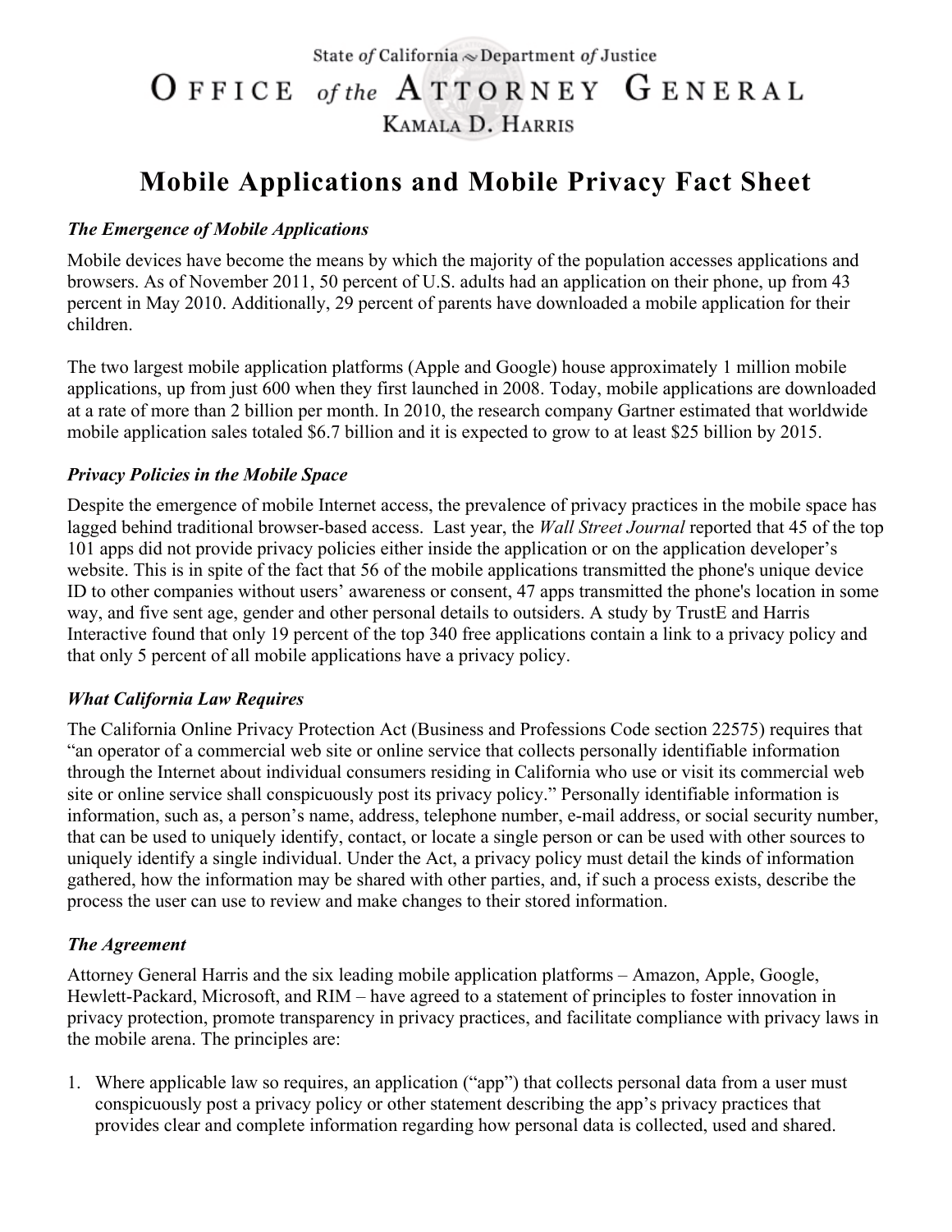State *of* California ~ Department *of* Justice

# OFFICE *of the* ATTORNEY GENERAL

KAMALA D. HARRIS

# Mobile Applications and Mobile Privacy Fact Sheet

### *The Emergence of Mobile Applications*

Mobile devices have become the means by which the majority of the population accesses applications and browsers. As of November 2011, 50 percent of U.S. adults had an application on their phone, up from 43 percent in May 2010. Additionally, 29 percent of parents have downloaded a mobile application for their children.

The two largest mobile application platforms (Apple and Google) house approximately 1 million mobile applications, up from just 600 when they first launched in 2008. Today, mobile applications are downloaded at a rate of more than 2 billion per month. In 2010, the research company Gartner estimated that worldwide mobile application sales totaled $6.7 billion and it is expected to grow to at least $25 billion by 2015.

### *Privacy Policies in the Mobile Space*

Despite the emergence of mobile Internet access, the prevalence of privacy practices in the mobile space has lagged behind traditional browser-based access. Last year, the *Wall Street Journal* reported that 45 of the top 101 apps did not provide privacy policies either inside the application or on the application developer's website. This is in spite of the fact that 56 of the mobile applications transmitted the phone's unique device ID to other companies without users' awareness or consent, 47 apps transmitted the phone's location in some way, and five sent age, gender and other personal details to outsiders. A study by TrustE and Harris Interactive found that only 19 percent of the top 340 free applications contain a link to a privacy policy and that only 5 percent of all mobile applications have a privacy policy.

### *What California Law Requires*

The California Online Privacy Protection Act (Business and Professions Code section 22575) requires that "an operator of a commercial web site or online service that collects personally identifiable information through the Internet about individual consumers residing in California who use or visit its commercial web site or online service shall conspicuously post its privacy policy." Personally identifiable information is information, such as, a person's name, address, telephone number, e-mail address, or social security number, that can be used to uniquely identify, contact, or locate a single person or can be used with other sources to uniquely identify a single individual. Under the Act, a privacy policy must detail the kinds of information gathered, how the information may be shared with other parties, and, if such a process exists, describe the process the user can use to review and make changes to their stored information.

### *The Agreement*

Attorney General Harris and the six leading mobile application platforms – Amazon, Apple, Google, Hewlett-Packard, Microsoft, and RIM – have agreed to a statement of principles to foster innovation in privacy protection, promote transparency in privacy practices, and facilitate compliance with privacy laws in the mobile arena. The principles are:

1. Where applicable law so requires, an application ("app") that collects personal data from a user must conspicuously post a privacy policy or other statement describing the app's privacy practices that provides clear and complete information regarding how personal data is collected, used and shared.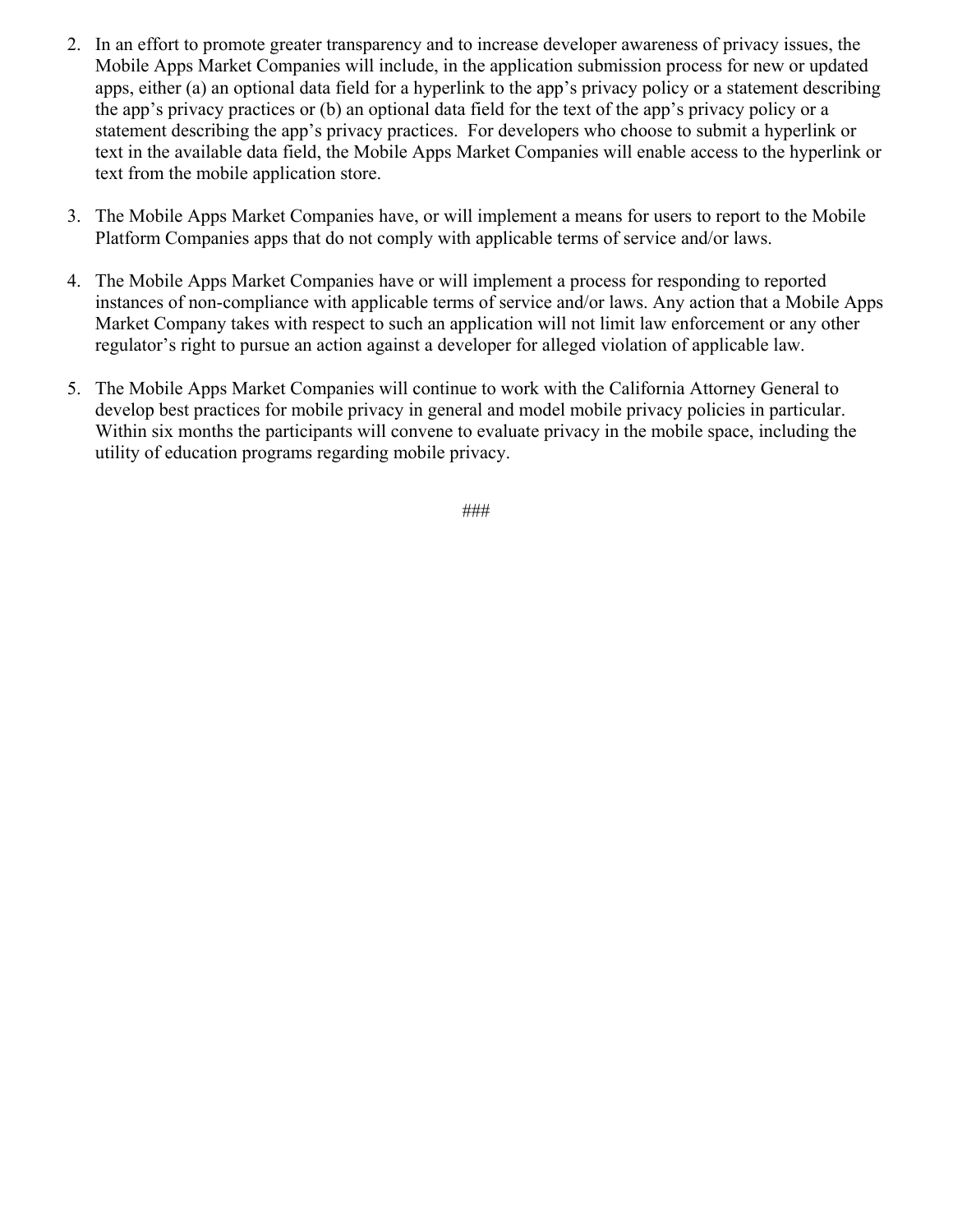2. In an effort to promote greater transparency and to increase developer awareness of privacy issues, the Mobile Apps Market Companies will include, in the application submission process for new or updated apps, either (a) an optional data field for a hyperlink to the app's privacy policy or a statement describing the app's privacy practices or (b) an optional data field for the text of the app's privacy policy or a statement describing the app's privacy practices. For developers who choose to submit a hyperlink or text in the available data field, the Mobile Apps Market Companies will enable access to the hyperlink or text from the mobile application store.

3. The Mobile Apps Market Companies have, or will implement a means for users to report to the Mobile Platform Companies apps that do not comply with applicable terms of service and/or laws.

4. The Mobile Apps Market Companies have or will implement a process for responding to reported instances of non-compliance with applicable terms of service and/or laws. Any action that a Mobile Apps Market Company takes with respect to such an application will not limit law enforcement or any other regulator's right to pursue an action against a developer for alleged violation of applicable law.

5. The Mobile Apps Market Companies will continue to work with the California Attorney General to develop best practices for mobile privacy in general and model mobile privacy policies in particular. Within six months the participants will convene to evaluate privacy in the mobile space, including the utility of education programs regarding mobile privacy.

###